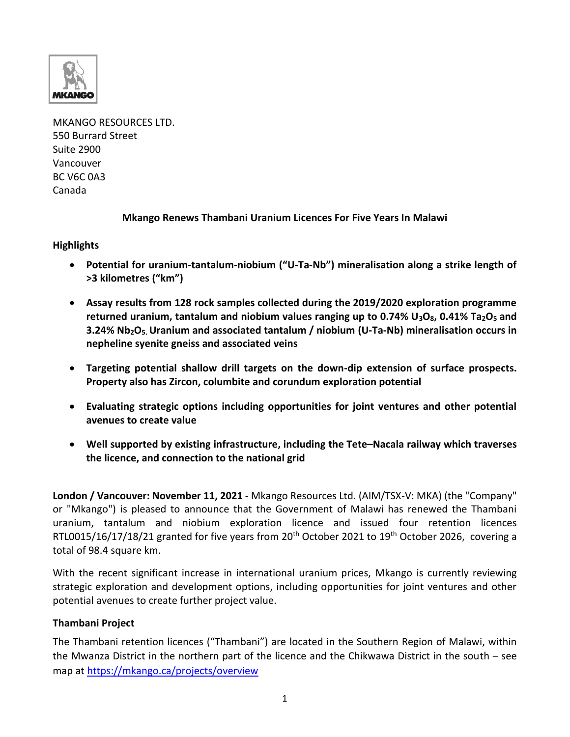MKANGO RESOURCES LTD.
550 Burrard Street
Suite 2900
Vancouver
BC V6C 0A3
Canada

**Mkango Renews Thambani Uranium Licences For Five Years In Malawi**

**Highlights**

- **Potential for uranium-tantalum-niobium ("U-Ta-Nb") mineralisation along a strike length of >3 kilometres ("km")**
- **Assay results from 128 rock samples collected during the 2019/2020 exploration programme returned uranium, tantalum and niobium values ranging up to 0.74% $U_3O_8$, 0.41% $Ta_2O_5$ and 3.24% $Nb_2O_5$. Uranium and associated tantalum / niobium (U-Ta-Nb) mineralisation occurs in nepheline syenite gneiss and associated veins**
- **Targeting potential shallow drill targets on the down-dip extension of surface prospects. Property also has Zircon, columbite and corundum exploration potential**
- **Evaluating strategic options including opportunities for joint ventures and other potential avenues to create value**
- **Well supported by existing infrastructure, including the Tete–Nacala railway which traverses the licence, and connection to the national grid**

**London / Vancouver: November 11, 2021** - Mkango Resources Ltd. (AIM/TSX-V: MKA) (the "Company" or "Mkango") is pleased to announce that the Government of Malawi has renewed the Thambani uranium, tantalum and niobium exploration licence and issued four retention licences RTL0015/16/17/18/21 granted for five years from 20th October 2021 to 19th October 2026, covering a total of 98.4 square km.

With the recent significant increase in international uranium prices, Mkango is currently reviewing strategic exploration and development options, including opportunities for joint ventures and other potential avenues to create further project value.

**Thambani Project**

The Thambani retention licences ("Thambani") are located in the Southern Region of Malawi, within the Mwanza District in the northern part of the licence and the Chikwawa District in the south – see map at https://mkango.ca/projects/overview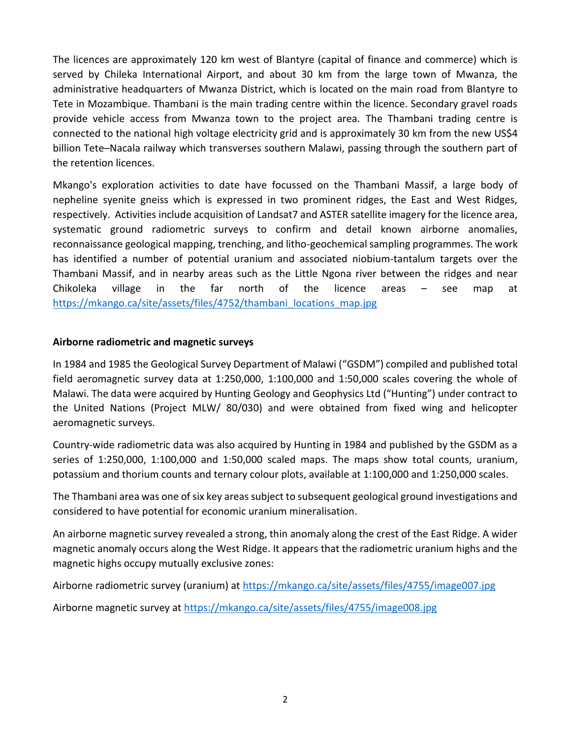The licences are approximately 120 km west of Blantyre (capital of finance and commerce) which is served by Chileka International Airport, and about 30 km from the large town of Mwanza, the administrative headquarters of Mwanza District, which is located on the main road from Blantyre to Tete in Mozambique. Thambani is the main trading centre within the licence. Secondary gravel roads provide vehicle access from Mwanza town to the project area. The Thambani trading centre is connected to the national high voltage electricity grid and is approximately 30 km from the new US$4 billion Tete–Nacala railway which transverses southern Malawi, passing through the southern part of the retention licences.

Mkango's exploration activities to date have focussed on the Thambani Massif, a large body of nepheline syenite gneiss which is expressed in two prominent ridges, the East and West Ridges, respectively. Activities include acquisition of Landsat7 and ASTER satellite imagery for the licence area, systematic ground radiometric surveys to confirm and detail known airborne anomalies, reconnaissance geological mapping, trenching, and litho-geochemical sampling programmes. The work has identified a number of potential uranium and associated niobium-tantalum targets over the Thambani Massif, and in nearby areas such as the Little Ngona river between the ridges and near Chikoleka village in the far north of the licence areas – see map at https://mkango.ca/site/assets/files/4752/thambani_locations_map.jpg

**Airborne radiometric and magnetic surveys**

In 1984 and 1985 the Geological Survey Department of Malawi ("GSDM") compiled and published total field aeromagnetic survey data at 1:250,000, 1:100,000 and 1:50,000 scales covering the whole of Malawi. The data were acquired by Hunting Geology and Geophysics Ltd ("Hunting") under contract to the United Nations (Project MLW/ 80/030) and were obtained from fixed wing and helicopter aeromagnetic surveys.

Country-wide radiometric data was also acquired by Hunting in 1984 and published by the GSDM as a series of 1:250,000, 1:100,000 and 1:50,000 scaled maps. The maps show total counts, uranium, potassium and thorium counts and ternary colour plots, available at 1:100,000 and 1:250,000 scales.

The Thambani area was one of six key areas subject to subsequent geological ground investigations and considered to have potential for economic uranium mineralisation.

An airborne magnetic survey revealed a strong, thin anomaly along the crest of the East Ridge. A wider magnetic anomaly occurs along the West Ridge. It appears that the radiometric uranium highs and the magnetic highs occupy mutually exclusive zones:

Airborne radiometric survey (uranium) at https://mkango.ca/site/assets/files/4755/image007.jpg

Airborne magnetic survey at https://mkango.ca/site/assets/files/4755/image008.jpg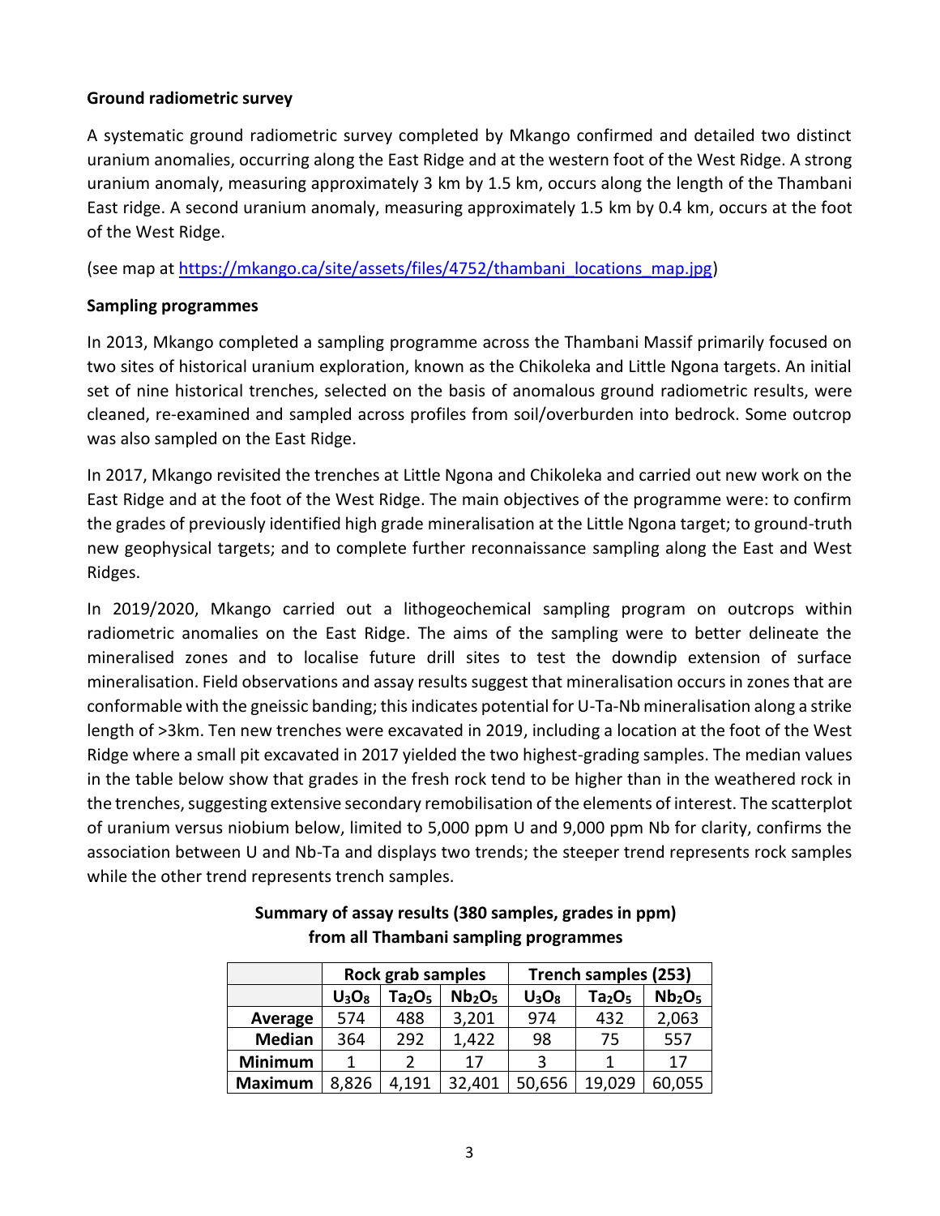**Ground radiometric survey**

A systematic ground radiometric survey completed by Mkango confirmed and detailed two distinct uranium anomalies, occurring along the East Ridge and at the western foot of the West Ridge. A strong uranium anomaly, measuring approximately 3 km by 1.5 km, occurs along the length of the Thambani East ridge. A second uranium anomaly, measuring approximately 1.5 km by 0.4 km, occurs at the foot of the West Ridge.

(see map at [https://mkango.ca/site/assets/files/4752/thambani_locations_map.jpg](https://mkango.ca/site/assets/files/4752/thambani_locations_map.jpg))

**Sampling programmes**

In 2013, Mkango completed a sampling programme across the Thambani Massif primarily focused on two sites of historical uranium exploration, known as the Chikoleka and Little Ngona targets. An initial set of nine historical trenches, selected on the basis of anomalous ground radiometric results, were cleaned, re-examined and sampled across profiles from soil/overburden into bedrock. Some outcrop was also sampled on the East Ridge.

In 2017, Mkango revisited the trenches at Little Ngona and Chikoleka and carried out new work on the East Ridge and at the foot of the West Ridge. The main objectives of the programme were: to confirm the grades of previously identified high grade mineralisation at the Little Ngona target; to ground-truth new geophysical targets; and to complete further reconnaissance sampling along the East and West Ridges.

In 2019/2020, Mkango carried out a lithogeochemical sampling program on outcrops within radiometric anomalies on the East Ridge. The aims of the sampling were to better delineate the mineralised zones and to localise future drill sites to test the downdip extension of surface mineralisation. Field observations and assay results suggest that mineralisation occurs in zones that are conformable with the gneissic banding; this indicates potential for U-Ta-Nb mineralisation along a strike length of >3km. Ten new trenches were excavated in 2019, including a location at the foot of the West Ridge where a small pit excavated in 2017 yielded the two highest-grading samples. The median values in the table below show that grades in the fresh rock tend to be higher than in the weathered rock in the trenches, suggesting extensive secondary remobilisation of the elements of interest. The scatterplot of uranium versus niobium below, limited to 5,000 ppm U and 9,000 ppm Nb for clarity, confirms the association between U and Nb-Ta and displays two trends; the steeper trend represents rock samples while the other trend represents trench samples.

**Summary of assay results (380 samples, grades in ppm) from all Thambani sampling programmes**

| | Rock grab samples | | | Trench samples (253) | | |
|---|---|---|---|---|---|---|
| | $U_3O_8$ | $Ta_2O_5$ | $Nb_2O_5$ | $U_3O_8$ | $Ta_2O_5$ | $Nb_2O_5$ |
| **Average** | 574 | 488 | 3,201 | 974 | 432 | 2,063 |
| **Median** | 364 | 292 | 1,422 | 98 | 75 | 557 |
| **Minimum** | 1 | 2 | 17 | 3 | 1 | 17 |
| **Maximum** | 8,826 | 4,191 | 32,401 | 50,656 | 19,029 | 60,055 |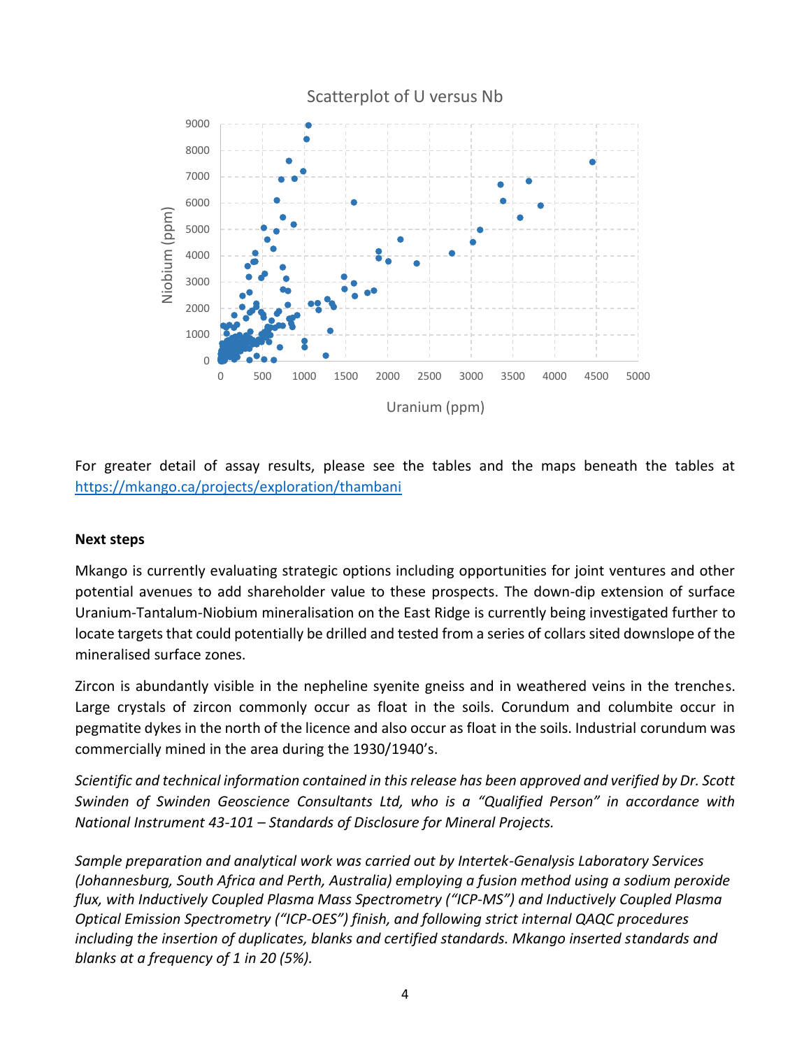Scatterplot of U versus Nb

For greater detail of assay results, please see the tables and the maps beneath the tables at [https://mkango.ca/projects/exploration/thambani](https://mkango.ca/projects/exploration/thambani)

**Next steps**

Mkango is currently evaluating strategic options including opportunities for joint ventures and other potential avenues to add shareholder value to these prospects. The down-dip extension of surface Uranium-Tantalum-Niobium mineralisation on the East Ridge is currently being investigated further to locate targets that could potentially be drilled and tested from a series of collars sited downslope of the mineralised surface zones.

Zircon is abundantly visible in the nepheline syenite gneiss and in weathered veins in the trenches. Large crystals of zircon commonly occur as float in the soils. Corundum and columbite occur in pegmatite dykes in the north of the licence and also occur as float in the soils. Industrial corundum was commercially mined in the area during the 1930/1940's.

*Scientific and technical information contained in this release has been approved and verified by Dr. Scott Swinden of Swinden Geoscience Consultants Ltd, who is a "Qualified Person" in accordance with National Instrument 43-101 – Standards of Disclosure for Mineral Projects.*

*Sample preparation and analytical work was carried out by Intertek-Genalysis Laboratory Services (Johannesburg, South Africa and Perth, Australia) employing a fusion method using a sodium peroxide flux, with Inductively Coupled Plasma Mass Spectrometry ("ICP-MS") and Inductively Coupled Plasma Optical Emission Spectrometry ("ICP-OES") finish, and following strict internal QAQC procedures including the insertion of duplicates, blanks and certified standards. Mkango inserted standards and blanks at a frequency of 1 in 20 (5%).*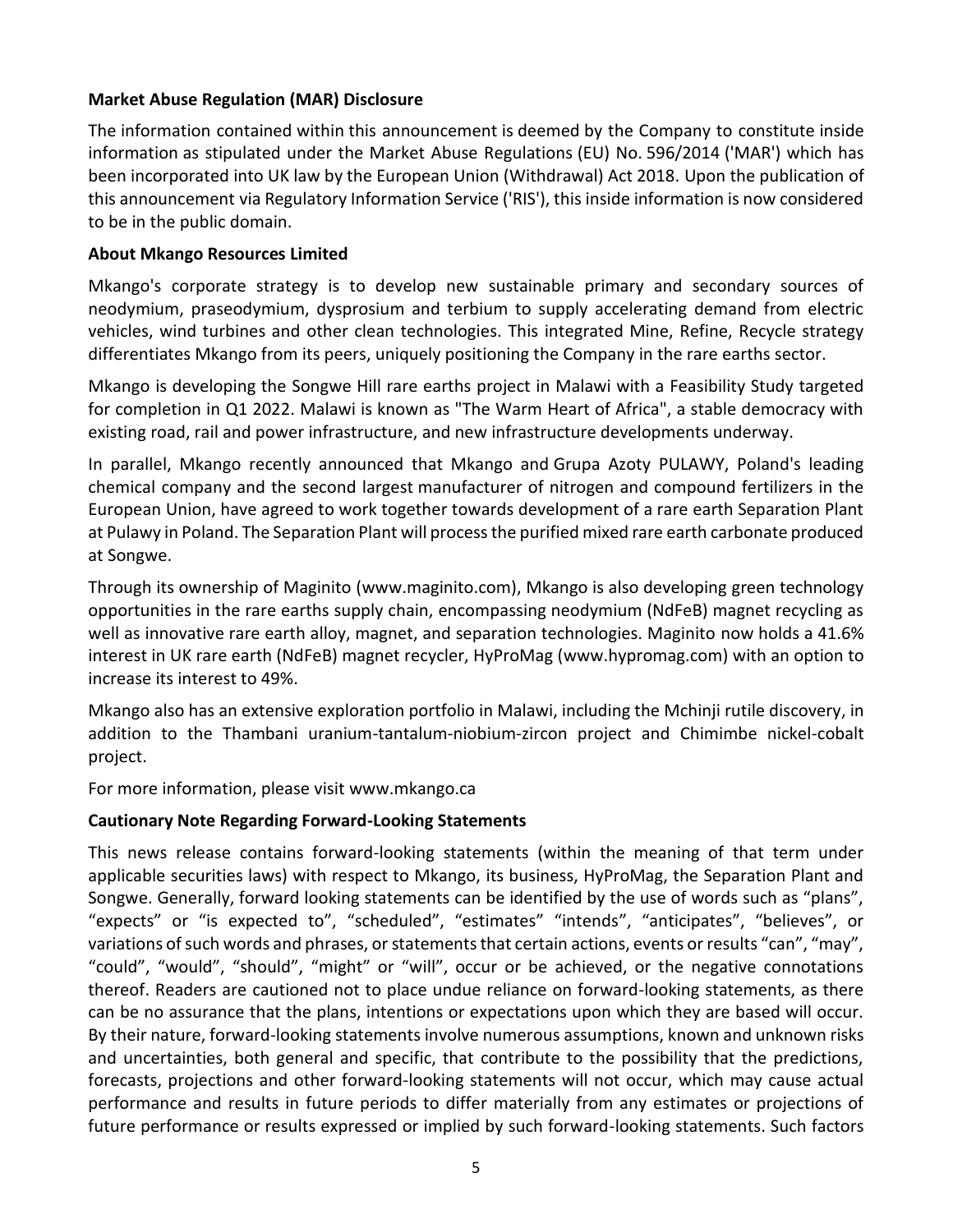**Market Abuse Regulation (MAR) Disclosure**

The information contained within this announcement is deemed by the Company to constitute inside information as stipulated under the Market Abuse Regulations (EU) No. 596/2014 ('MAR') which has been incorporated into UK law by the European Union (Withdrawal) Act 2018. Upon the publication of this announcement via Regulatory Information Service ('RIS'), this inside information is now considered to be in the public domain.

**About Mkango Resources Limited**

Mkango's corporate strategy is to develop new sustainable primary and secondary sources of neodymium, praseodymium, dysprosium and terbium to supply accelerating demand from electric vehicles, wind turbines and other clean technologies. This integrated Mine, Refine, Recycle strategy differentiates Mkango from its peers, uniquely positioning the Company in the rare earths sector.

Mkango is developing the Songwe Hill rare earths project in Malawi with a Feasibility Study targeted for completion in Q1 2022. Malawi is known as "The Warm Heart of Africa", a stable democracy with existing road, rail and power infrastructure, and new infrastructure developments underway.

In parallel, Mkango recently announced that Mkango and Grupa Azoty PULAWY, Poland's leading chemical company and the second largest manufacturer of nitrogen and compound fertilizers in the European Union, have agreed to work together towards development of a rare earth Separation Plant at Pulawy in Poland. The Separation Plant will process the purified mixed rare earth carbonate produced at Songwe.

Through its ownership of Maginito (www.maginito.com), Mkango is also developing green technology opportunities in the rare earths supply chain, encompassing neodymium (NdFeB) magnet recycling as well as innovative rare earth alloy, magnet, and separation technologies. Maginito now holds a 41.6% interest in UK rare earth (NdFeB) magnet recycler, HyProMag (www.hypromag.com) with an option to increase its interest to 49%.

Mkango also has an extensive exploration portfolio in Malawi, including the Mchinji rutile discovery, in addition to the Thambani uranium-tantalum-niobium-zircon project and Chimimbe nickel-cobalt project.

For more information, please visit www.mkango.ca

**Cautionary Note Regarding Forward-Looking Statements**

This news release contains forward-looking statements (within the meaning of that term under applicable securities laws) with respect to Mkango, its business, HyProMag, the Separation Plant and Songwe. Generally, forward looking statements can be identified by the use of words such as "plans", "expects" or "is expected to", "scheduled", "estimates" "intends", "anticipates", "believes", or variations of such words and phrases, or statements that certain actions, events or results "can", "may", "could", "would", "should", "might" or "will", occur or be achieved, or the negative connotations thereof. Readers are cautioned not to place undue reliance on forward-looking statements, as there can be no assurance that the plans, intentions or expectations upon which they are based will occur. By their nature, forward-looking statements involve numerous assumptions, known and unknown risks and uncertainties, both general and specific, that contribute to the possibility that the predictions, forecasts, projections and other forward-looking statements will not occur, which may cause actual performance and results in future periods to differ materially from any estimates or projections of future performance or results expressed or implied by such forward-looking statements. Such factors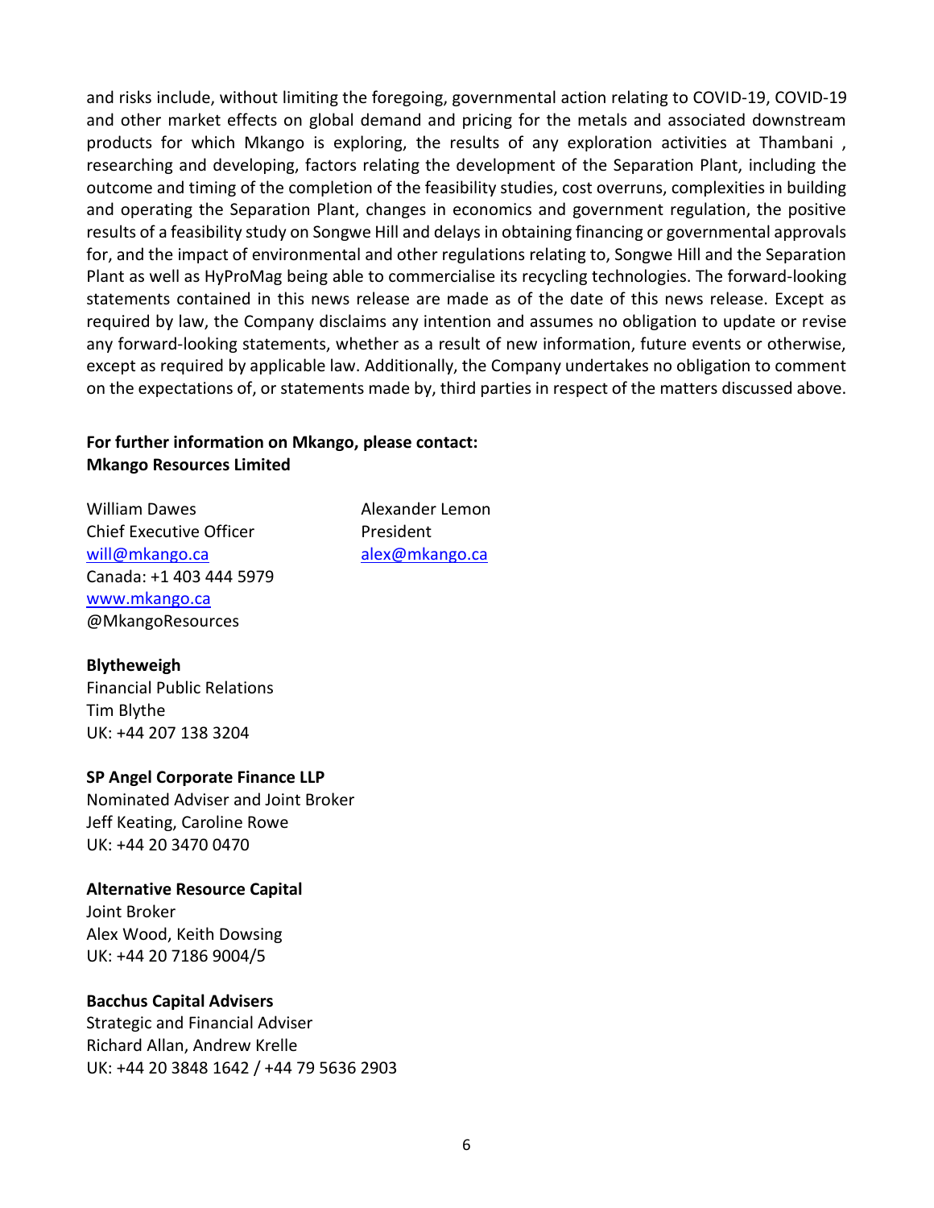and risks include, without limiting the foregoing, governmental action relating to COVID-19, COVID-19 and other market effects on global demand and pricing for the metals and associated downstream products for which Mkango is exploring, the results of any exploration activities at Thambani , researching and developing, factors relating the development of the Separation Plant, including the outcome and timing of the completion of the feasibility studies, cost overruns, complexities in building and operating the Separation Plant, changes in economics and government regulation, the positive results of a feasibility study on Songwe Hill and delays in obtaining financing or governmental approvals for, and the impact of environmental and other regulations relating to, Songwe Hill and the Separation Plant as well as HyProMag being able to commercialise its recycling technologies. The forward-looking statements contained in this news release are made as of the date of this news release. Except as required by law, the Company disclaims any intention and assumes no obligation to update or revise any forward-looking statements, whether as a result of new information, future events or otherwise, except as required by applicable law. Additionally, the Company undertakes no obligation to comment on the expectations of, or statements made by, third parties in respect of the matters discussed above.

**For further information on Mkango, please contact:**
**Mkango Resources Limited**

William Dawes
Chief Executive Officer
will@mkango.ca
Canada: +1 403 444 5979
www.mkango.ca
@MkangoResources

Alexander Lemon
President
alex@mkango.ca

**Blytheweigh**
Financial Public Relations
Tim Blythe
UK: +44 207 138 3204

**SP Angel Corporate Finance LLP**
Nominated Adviser and Joint Broker
Jeff Keating, Caroline Rowe
UK: +44 20 3470 0470

**Alternative Resource Capital**
Joint Broker
Alex Wood, Keith Dowsing
UK: +44 20 7186 9004/5

**Bacchus Capital Advisers**
Strategic and Financial Adviser
Richard Allan, Andrew Krelle
UK: +44 20 3848 1642 / +44 79 5636 2903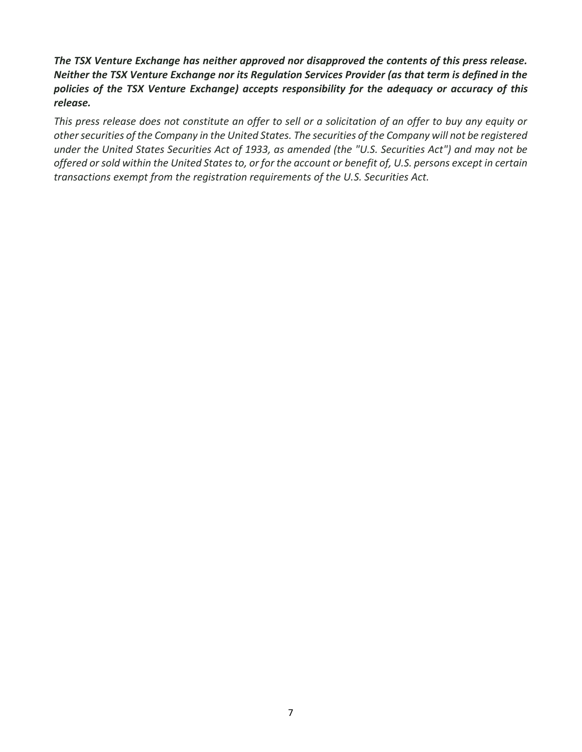***The TSX Venture Exchange has neither approved nor disapproved the contents of this press release. Neither the TSX Venture Exchange nor its Regulation Services Provider (as that term is defined in the policies of the TSX Venture Exchange) accepts responsibility for the adequacy or accuracy of this release.***

*This press release does not constitute an offer to sell or a solicitation of an offer to buy any equity or other securities of the Company in the United States. The securities of the Company will not be registered under the United States Securities Act of 1933, as amended (the "U.S. Securities Act") and may not be offered or sold within the United States to, or for the account or benefit of, U.S. persons except in certain transactions exempt from the registration requirements of the U.S. Securities Act.*